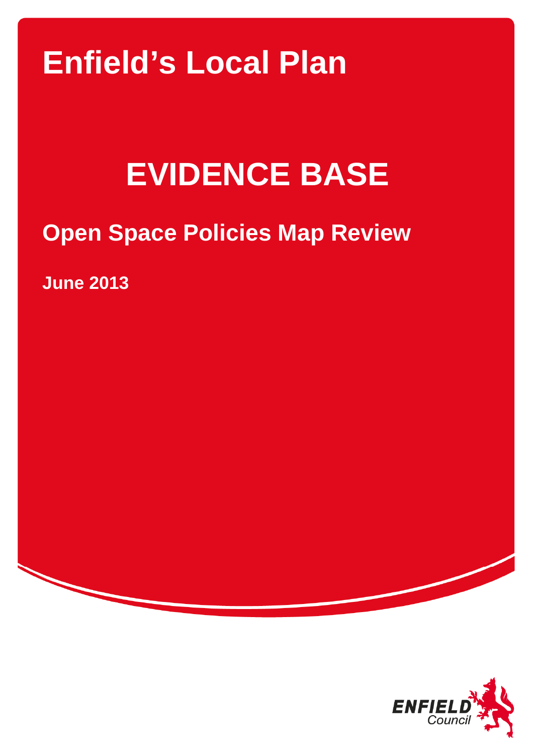# Enfield's Local Plan

# EVIDENCE BASE

## Open Space Policies Map Review

**June 2013**

ENFIELD Council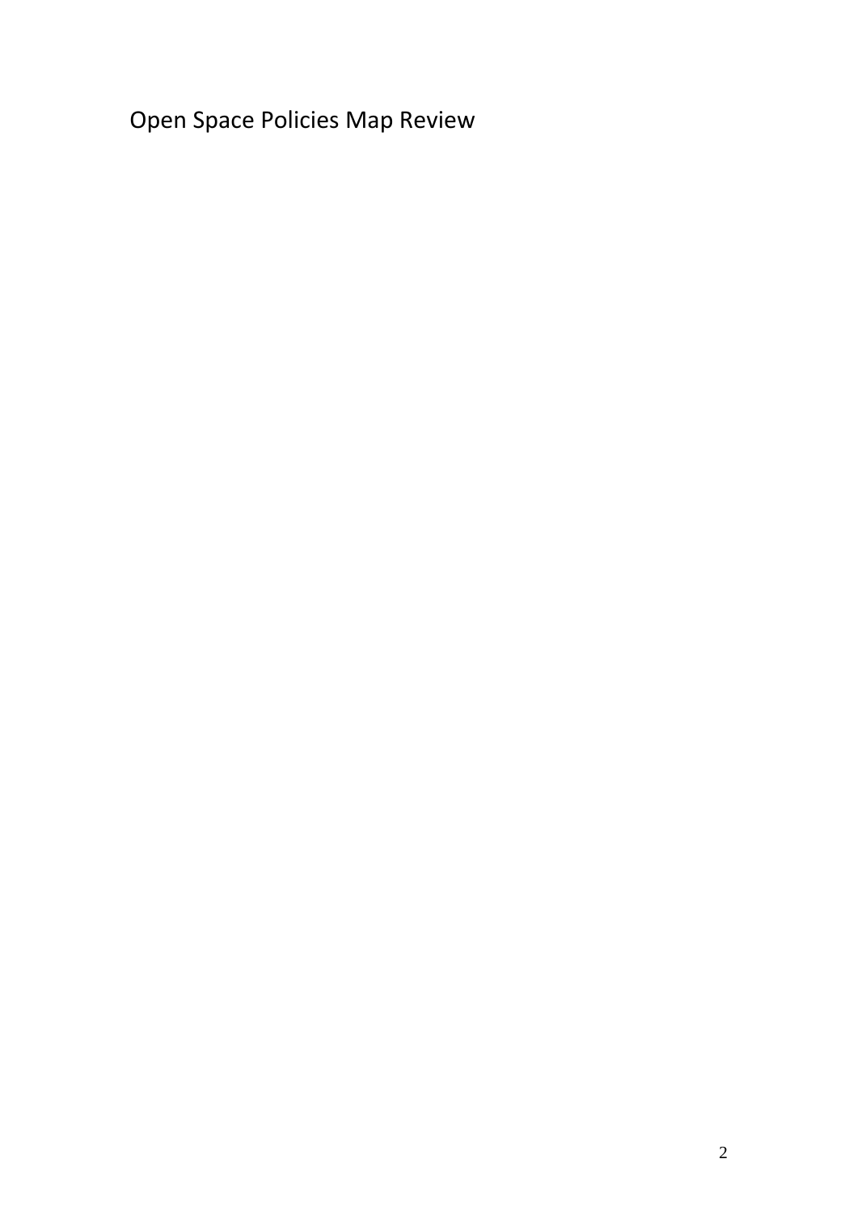# Open Space Policies Map Review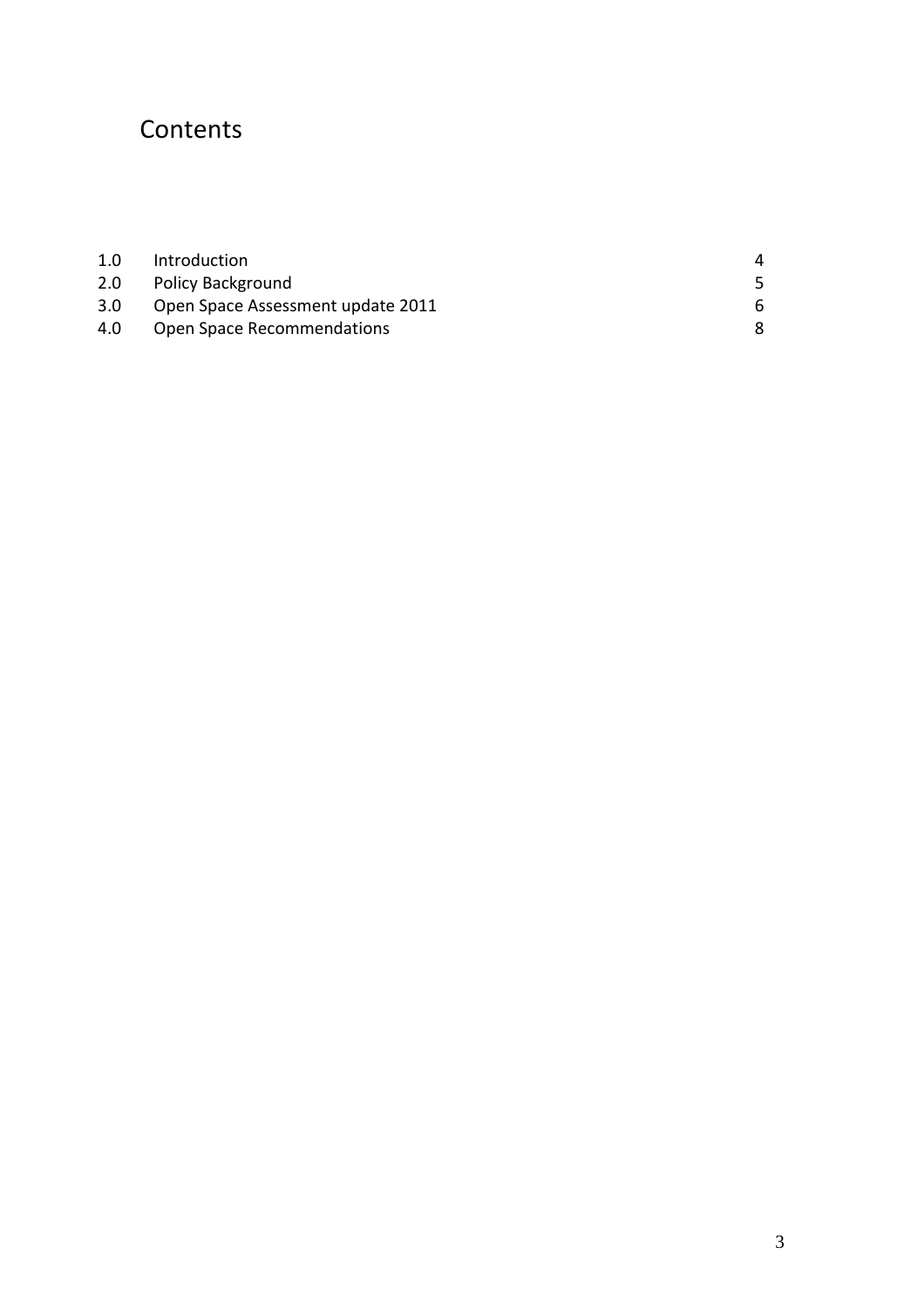# Contents

| | | |
|---|---|---|
| 1.0 | Introduction | 4 |
| 2.0 | Policy Background | 5 |
| 3.0 | Open Space Assessment update 2011 | 6 |
| 4.0 | Open Space Recommendations | 8 |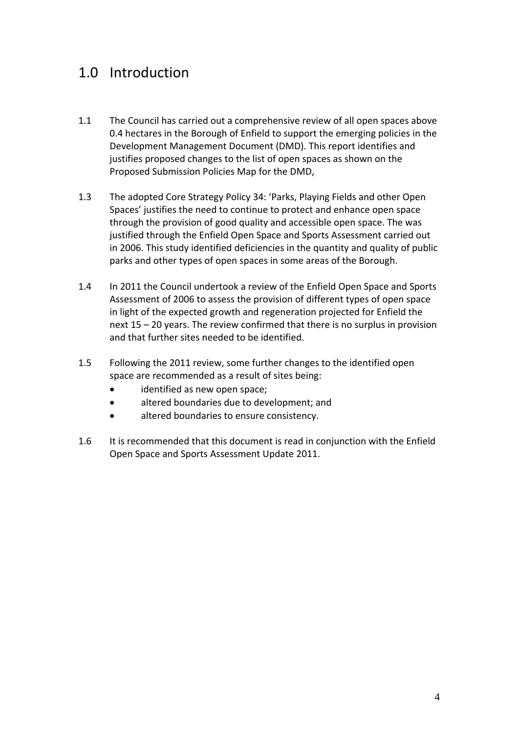# 1.0 Introduction

1.1 The Council has carried out a comprehensive review of all open spaces above 0.4 hectares in the Borough of Enfield to support the emerging policies in the Development Management Document (DMD). This report identifies and justifies proposed changes to the list of open spaces as shown on the Proposed Submission Policies Map for the DMD,

1.3 The adopted Core Strategy Policy 34: 'Parks, Playing Fields and other Open Spaces' justifies the need to continue to protect and enhance open space through the provision of good quality and accessible open space. The was justified through the Enfield Open Space and Sports Assessment carried out in 2006. This study identified deficiencies in the quantity and quality of public parks and other types of open spaces in some areas of the Borough.

1.4 In 2011 the Council undertook a review of the Enfield Open Space and Sports Assessment of 2006 to assess the provision of different types of open space in light of the expected growth and regeneration projected for Enfield the next 15 – 20 years. The review confirmed that there is no surplus in provision and that further sites needed to be identified.

1.5 Following the 2011 review, some further changes to the identified open space are recommended as a result of sites being:

- identified as new open space;
- altered boundaries due to development; and
- altered boundaries to ensure consistency.

1.6 It is recommended that this document is read in conjunction with the Enfield Open Space and Sports Assessment Update 2011.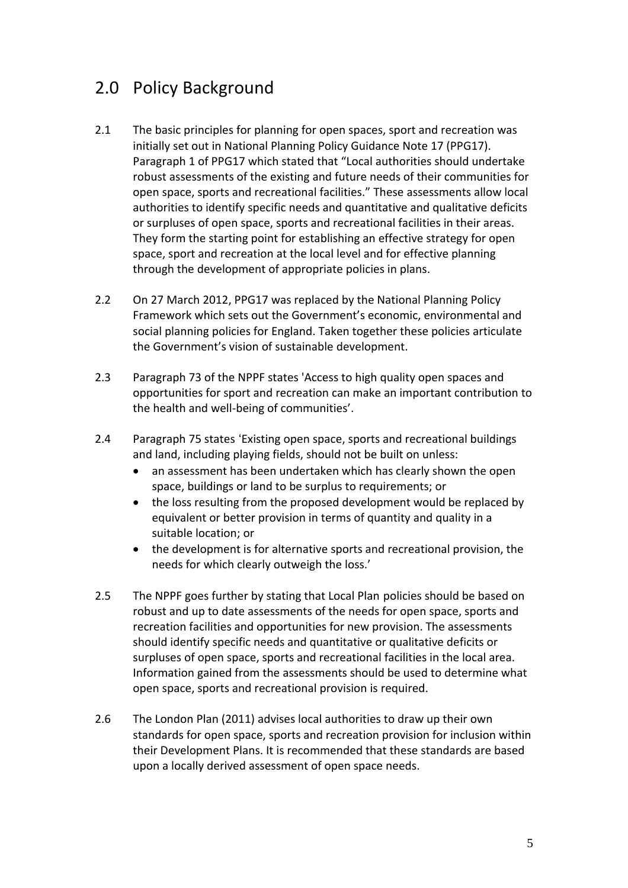## 2.0 Policy Background

2.1 The basic principles for planning for open spaces, sport and recreation was initially set out in National Planning Policy Guidance Note 17 (PPG17). Paragraph 1 of PPG17 which stated that "Local authorities should undertake robust assessments of the existing and future needs of their communities for open space, sports and recreational facilities." These assessments allow local authorities to identify specific needs and quantitative and qualitative deficits or surpluses of open space, sports and recreational facilities in their areas. They form the starting point for establishing an effective strategy for open space, sport and recreation at the local level and for effective planning through the development of appropriate policies in plans.

2.2 On 27 March 2012, PPG17 was replaced by the National Planning Policy Framework which sets out the Government's economic, environmental and social planning policies for England. Taken together these policies articulate the Government's vision of sustainable development.

2.3 Paragraph 73 of the NPPF states 'Access to high quality open spaces and opportunities for sport and recreation can make an important contribution to the health and well-being of communities'.

2.4 Paragraph 75 states 'Existing open space, sports and recreational buildings and land, including playing fields, should not be built on unless:

- an assessment has been undertaken which has clearly shown the open space, buildings or land to be surplus to requirements; or
- the loss resulting from the proposed development would be replaced by equivalent or better provision in terms of quantity and quality in a suitable location; or
- the development is for alternative sports and recreational provision, the needs for which clearly outweigh the loss.'

2.5 The NPPF goes further by stating that Local Plan policies should be based on robust and up to date assessments of the needs for open space, sports and recreation facilities and opportunities for new provision. The assessments should identify specific needs and quantitative or qualitative deficits or surpluses of open space, sports and recreational facilities in the local area. Information gained from the assessments should be used to determine what open space, sports and recreational provision is required.

2.6 The London Plan (2011) advises local authorities to draw up their own standards for open space, sports and recreation provision for inclusion within their Development Plans. It is recommended that these standards are based upon a locally derived assessment of open space needs.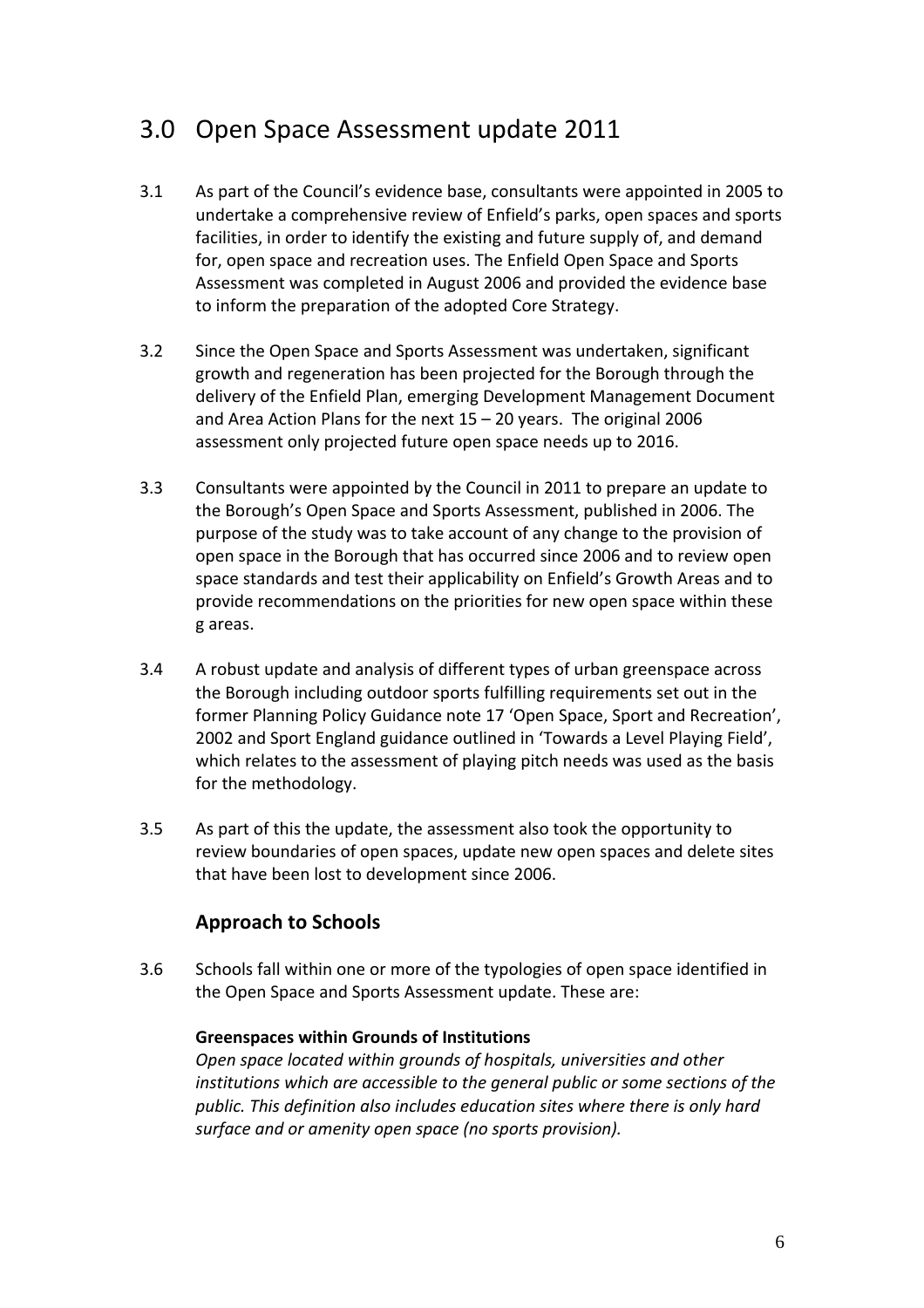# 3.0 Open Space Assessment update 2011

3.1 As part of the Council's evidence base, consultants were appointed in 2005 to undertake a comprehensive review of Enfield's parks, open spaces and sports facilities, in order to identify the existing and future supply of, and demand for, open space and recreation uses. The Enfield Open Space and Sports Assessment was completed in August 2006 and provided the evidence base to inform the preparation of the adopted Core Strategy.

3.2 Since the Open Space and Sports Assessment was undertaken, significant growth and regeneration has been projected for the Borough through the delivery of the Enfield Plan, emerging Development Management Document and Area Action Plans for the next 15 – 20 years. The original 2006 assessment only projected future open space needs up to 2016.

3.3 Consultants were appointed by the Council in 2011 to prepare an update to the Borough's Open Space and Sports Assessment, published in 2006. The purpose of the study was to take account of any change to the provision of open space in the Borough that has occurred since 2006 and to review open space standards and test their applicability on Enfield's Growth Areas and to provide recommendations on the priorities for new open space within these g areas.

3.4 A robust update and analysis of different types of urban greenspace across the Borough including outdoor sports fulfilling requirements set out in the former Planning Policy Guidance note 17 'Open Space, Sport and Recreation', 2002 and Sport England guidance outlined in 'Towards a Level Playing Field', which relates to the assessment of playing pitch needs was used as the basis for the methodology.

3.5 As part of this the update, the assessment also took the opportunity to review boundaries of open spaces, update new open spaces and delete sites that have been lost to development since 2006.

### Approach to Schools

3.6 Schools fall within one or more of the typologies of open space identified in the Open Space and Sports Assessment update. These are:

**Greenspaces within Grounds of Institutions**
*Open space located within grounds of hospitals, universities and other institutions which are accessible to the general public or some sections of the public. This definition also includes education sites where there is only hard surface and or amenity open space (no sports provision).*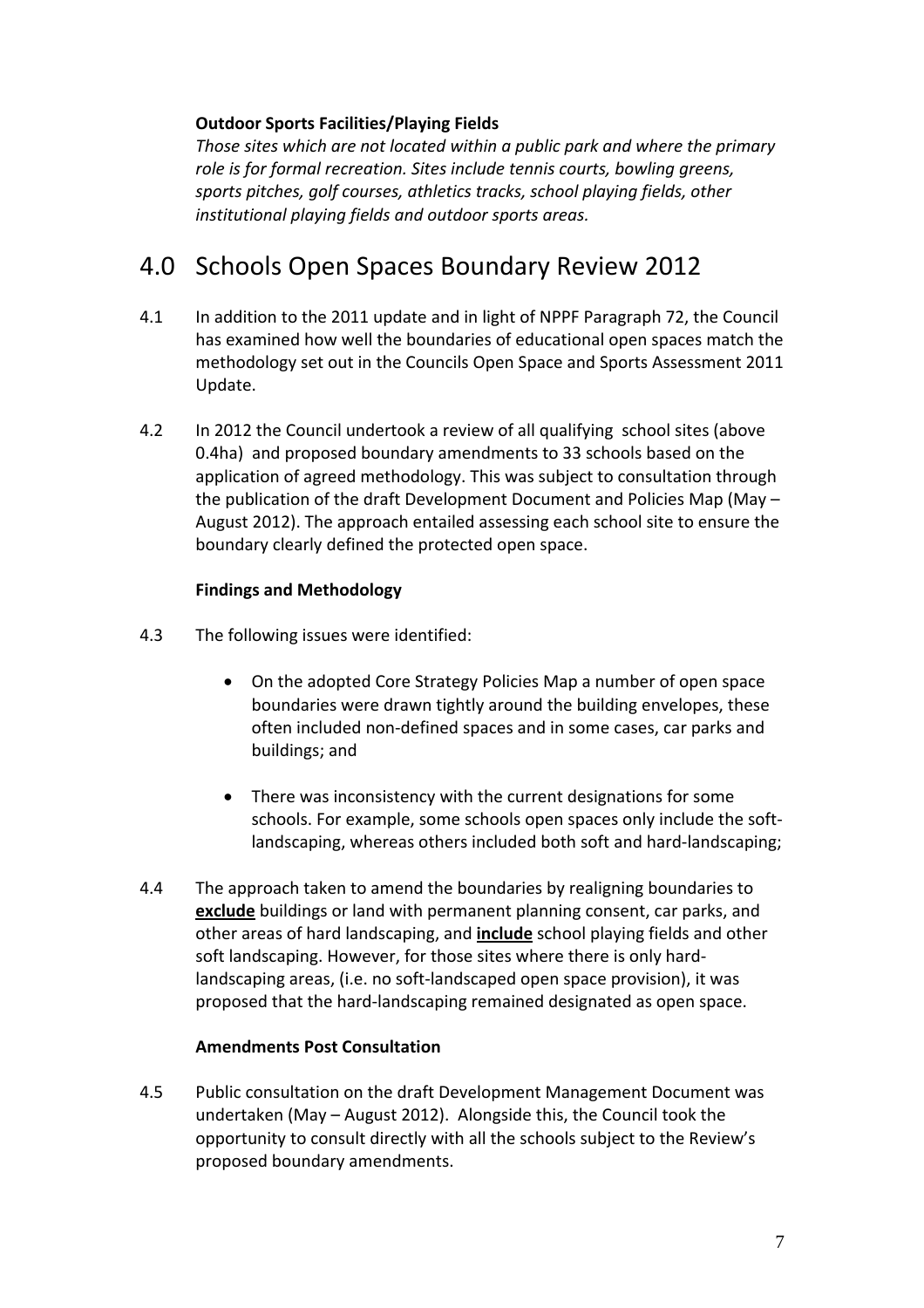**Outdoor Sports Facilities/Playing Fields**

*Those sites which are not located within a public park and where the primary role is for formal recreation. Sites include tennis courts, bowling greens, sports pitches, golf courses, athletics tracks, school playing fields, other institutional playing fields and outdoor sports areas.*

# 4.0 Schools Open Spaces Boundary Review 2012

4.1 In addition to the 2011 update and in light of NPPF Paragraph 72, the Council has examined how well the boundaries of educational open spaces match the methodology set out in the Councils Open Space and Sports Assessment 2011 Update.

4.2 In 2012 the Council undertook a review of all qualifying school sites (above 0.4ha) and proposed boundary amendments to 33 schools based on the application of agreed methodology. This was subject to consultation through the publication of the draft Development Document and Policies Map (May – August 2012). The approach entailed assessing each school site to ensure the boundary clearly defined the protected open space.

**Findings and Methodology**

4.3 The following issues were identified:

- On the adopted Core Strategy Policies Map a number of open space boundaries were drawn tightly around the building envelopes, these often included non-defined spaces and in some cases, car parks and buildings; and

- There was inconsistency with the current designations for some schools. For example, some schools open spaces only include the soft-landscaping, whereas others included both soft and hard-landscaping;

4.4 The approach taken to amend the boundaries by realigning boundaries to **exclude** buildings or land with permanent planning consent, car parks, and other areas of hard landscaping, and **include** school playing fields and other soft landscaping. However, for those sites where there is only hard-landscaping areas, (i.e. no soft-landscaped open space provision), it was proposed that the hard-landscaping remained designated as open space.

**Amendments Post Consultation**

4.5 Public consultation on the draft Development Management Document was undertaken (May – August 2012). Alongside this, the Council took the opportunity to consult directly with all the schools subject to the Review's proposed boundary amendments.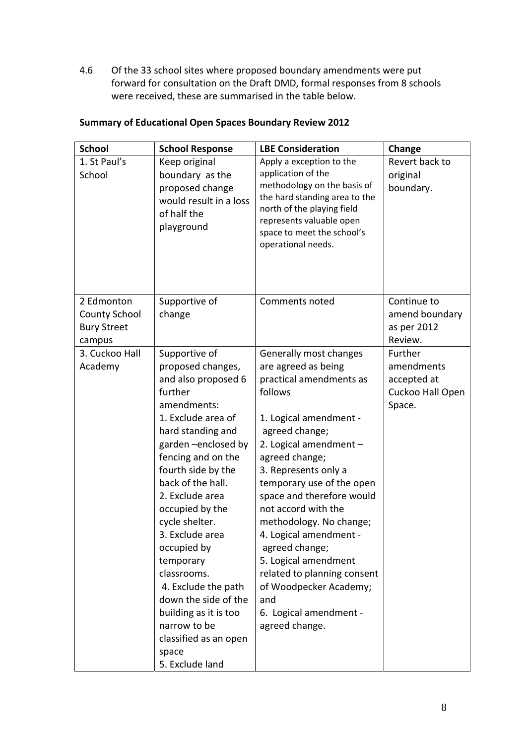4.6 Of the 33 school sites where proposed boundary amendments were put forward for consultation on the Draft DMD, formal responses from 8 schools were received, these are summarised in the table below.

**Summary of Educational Open Spaces Boundary Review 2012**

| School | School Response | LBE Consideration | Change |
|---|---|---|---|
| 1. St Paul's School | Keep original boundary as the proposed change would result in a loss of half the playground | Apply a exception to the application of the methodology on the basis of the hard standing area to the north of the playing field represents valuable open space to meet the school's operational needs. | Revert back to original boundary. |
| 2 Edmonton County School Bury Street campus | Supportive of change | Comments noted | Continue to amend boundary as per 2012 Review. |
| 3. Cuckoo Hall Academy | Supportive of proposed changes, and also proposed 6 further amendments:<br>1. Exclude area of hard standing and garden –enclosed by fencing and on the fourth side by the back of the hall.<br>2. Exclude area occupied by the cycle shelter.<br>3. Exclude area occupied by temporary classrooms.<br>4. Exclude the path down the side of the building as it is too narrow to be classified as an open space<br>5. Exclude land | Generally most changes are agreed as being practical amendments as follows<br><br>1. Logical amendment - agreed change;<br>2. Logical amendment – agreed change;<br>3. Represents only a temporary use of the open space and therefore would not accord with the methodology. No change;<br>4. Logical amendment - agreed change;<br>5. Logical amendment related to planning consent of Woodpecker Academy; and<br>6. Logical amendment - agreed change. | Further amendments accepted at Cuckoo Hall Open Space. |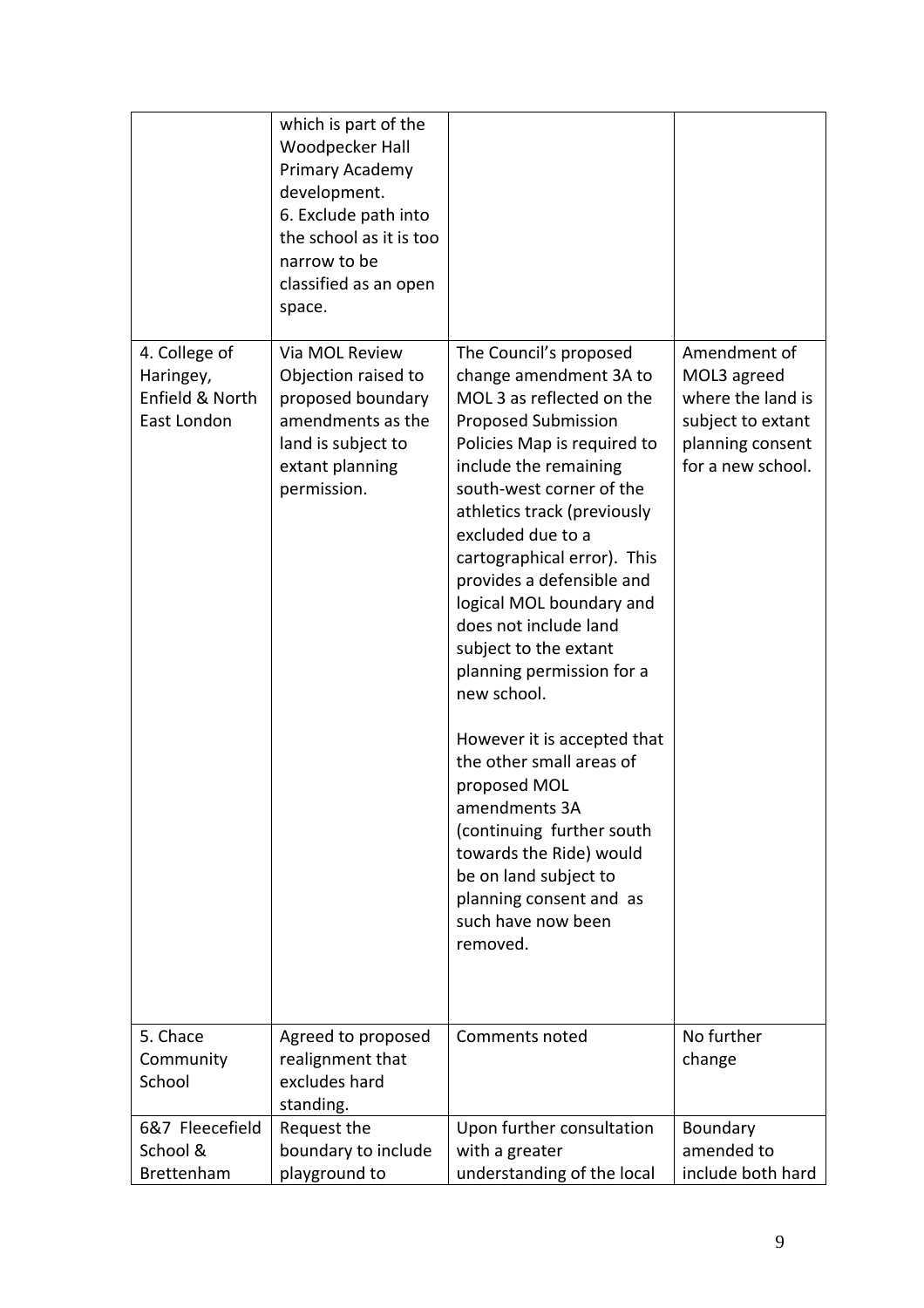| | | | |
|---|---|---|---|
| | which is part of the Woodpecker Hall Primary Academy development.<br>6. Exclude path into the school as it is too narrow to be classified as an open space. | | |
| 4. College of Haringey, Enfield & North East London | Via MOL Review Objection raised to proposed boundary amendments as the land is subject to extant planning permission. | The Council's proposed change amendment 3A to MOL 3 as reflected on the Proposed Submission Policies Map is required to include the remaining south-west corner of the athletics track (previously excluded due to a cartographical error). This provides a defensible and logical MOL boundary and does not include land subject to the extant planning permission for a new school.<br><br>However it is accepted that the other small areas of proposed MOL amendments 3A (continuing further south towards the Ride) would be on land subject to planning consent and as such have now been removed. | Amendment of MOL3 agreed where the land is subject to extant planning consent for a new school. |
| 5. Chace Community School | Agreed to proposed realignment that excludes hard standing. | Comments noted | No further change |
| 6&7 Fleecefield School & Brettenham | Request the boundary to include playground to | Upon further consultation with a greater understanding of the local | Boundary amended to include both hard |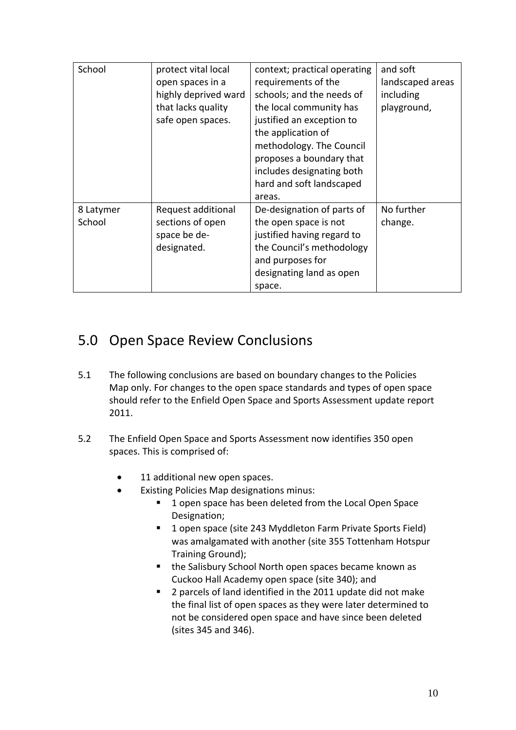| | | | |
|---|---|---|---|
| School | protect vital local open spaces in a highly deprived ward that lacks quality safe open spaces. | context; practical operating requirements of the schools; and the needs of the local community has justified an exception to the application of methodology. The Council proposes a boundary that includes designating both hard and soft landscaped areas. | and soft landscaped areas including playground, |
| 8 Latymer School | Request additional sections of open space be de-designated. | De-designation of parts of the open space is not justified having regard to the Council's methodology and purposes for designating land as open space. | No further change. |

## 5.0 Open Space Review Conclusions

5.1 The following conclusions are based on boundary changes to the Policies Map only. For changes to the open space standards and types of open space should refer to the Enfield Open Space and Sports Assessment update report 2011.

5.2 The Enfield Open Space and Sports Assessment now identifies 350 open spaces. This is comprised of:

- 11 additional new open spaces.
- Existing Policies Map designations minus:
  - 1 open space has been deleted from the Local Open Space Designation;
  - 1 open space (site 243 Myddleton Farm Private Sports Field) was amalgamated with another (site 355 Tottenham Hotspur Training Ground);
  - the Salisbury School North open spaces became known as Cuckoo Hall Academy open space (site 340); and
  - 2 parcels of land identified in the 2011 update did not make the final list of open spaces as they were later determined to not be considered open space and have since been deleted (sites 345 and 346).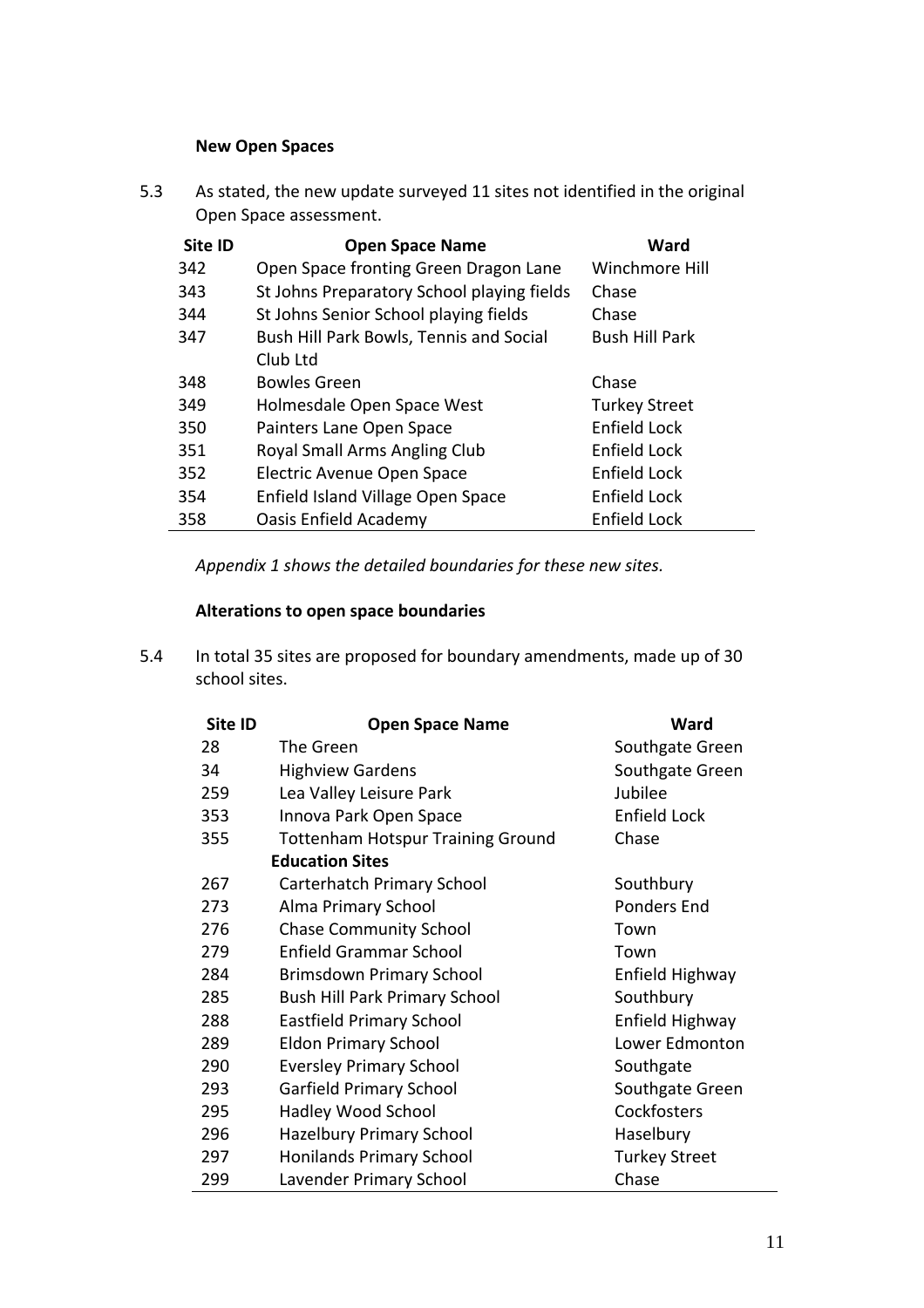**New Open Spaces**

5.3 As stated, the new update surveyed 11 sites not identified in the original Open Space assessment.

| Site ID | Open Space Name | Ward |
|---|---|---|
| 342 | Open Space fronting Green Dragon Lane | Winchmore Hill |
| 343 | St Johns Preparatory School playing fields | Chase |
| 344 | St Johns Senior School playing fields | Chase |
| 347 | Bush Hill Park Bowls, Tennis and Social Club Ltd | Bush Hill Park |
| 348 | Bowles Green | Chase |
| 349 | Holmesdale Open Space West | Turkey Street |
| 350 | Painters Lane Open Space | Enfield Lock |
| 351 | Royal Small Arms Angling Club | Enfield Lock |
| 352 | Electric Avenue Open Space | Enfield Lock |
| 354 | Enfield Island Village Open Space | Enfield Lock |
| 358 | Oasis Enfield Academy | Enfield Lock |

*Appendix 1 shows the detailed boundaries for these new sites.*

**Alterations to open space boundaries**

5.4 In total 35 sites are proposed for boundary amendments, made up of 30 school sites.

| Site ID | Open Space Name | Ward |
|---|---|---|
| 28 | The Green | Southgate Green |
| 34 | Highview Gardens | Southgate Green |
| 259 | Lea Valley Leisure Park | Jubilee |
| 353 | Innova Park Open Space | Enfield Lock |
| 355 | Tottenham Hotspur Training Ground | Chase |
| | **Education Sites** | |
| 267 | Carterhatch Primary School | Southbury |
| 273 | Alma Primary School | Ponders End |
| 276 | Chase Community School | Town |
| 279 | Enfield Grammar School | Town |
| 284 | Brimsdown Primary School | Enfield Highway |
| 285 | Bush Hill Park Primary School | Southbury |
| 288 | Eastfield Primary School | Enfield Highway |
| 289 | Eldon Primary School | Lower Edmonton |
| 290 | Eversley Primary School | Southgate |
| 293 | Garfield Primary School | Southgate Green |
| 295 | Hadley Wood School | Cockfosters |
| 296 | Hazelbury Primary School | Haselbury |
| 297 | Honilands Primary School | Turkey Street |
| 299 | Lavender Primary School | Chase |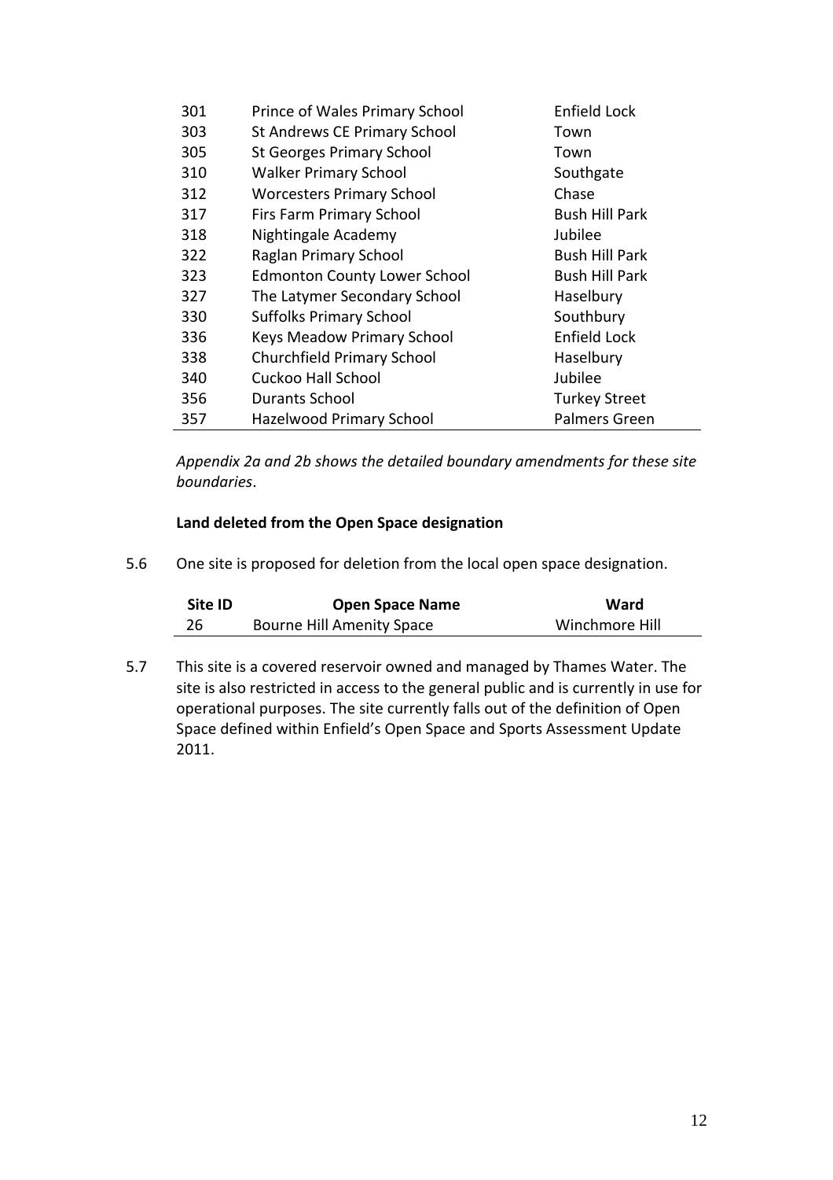| | | |
|---|---|---|
| 301 | Prince of Wales Primary School | Enfield Lock |
| 303 | St Andrews CE Primary School | Town |
| 305 | St Georges Primary School | Town |
| 310 | Walker Primary School | Southgate |
| 312 | Worcesters Primary School | Chase |
| 317 | Firs Farm Primary School | Bush Hill Park |
| 318 | Nightingale Academy | Jubilee |
| 322 | Raglan Primary School | Bush Hill Park |
| 323 | Edmonton County Lower School | Bush Hill Park |
| 327 | The Latymer Secondary School | Haselbury |
| 330 | Suffolks Primary School | Southbury |
| 336 | Keys Meadow Primary School | Enfield Lock |
| 338 | Churchfield Primary School | Haselbury |
| 340 | Cuckoo Hall School | Jubilee |
| 356 | Durants School | Turkey Street |
| 357 | Hazelwood Primary School | Palmers Green |

*Appendix 2a and 2b shows the detailed boundary amendments for these site boundaries*.

**Land deleted from the Open Space designation**

5.6 One site is proposed for deletion from the local open space designation.

| Site ID | Open Space Name | Ward |
|---|---|---|
| 26 | Bourne Hill Amenity Space | Winchmore Hill |

5.7 This site is a covered reservoir owned and managed by Thames Water. The site is also restricted in access to the general public and is currently in use for operational purposes. The site currently falls out of the definition of Open Space defined within Enfield's Open Space and Sports Assessment Update 2011.